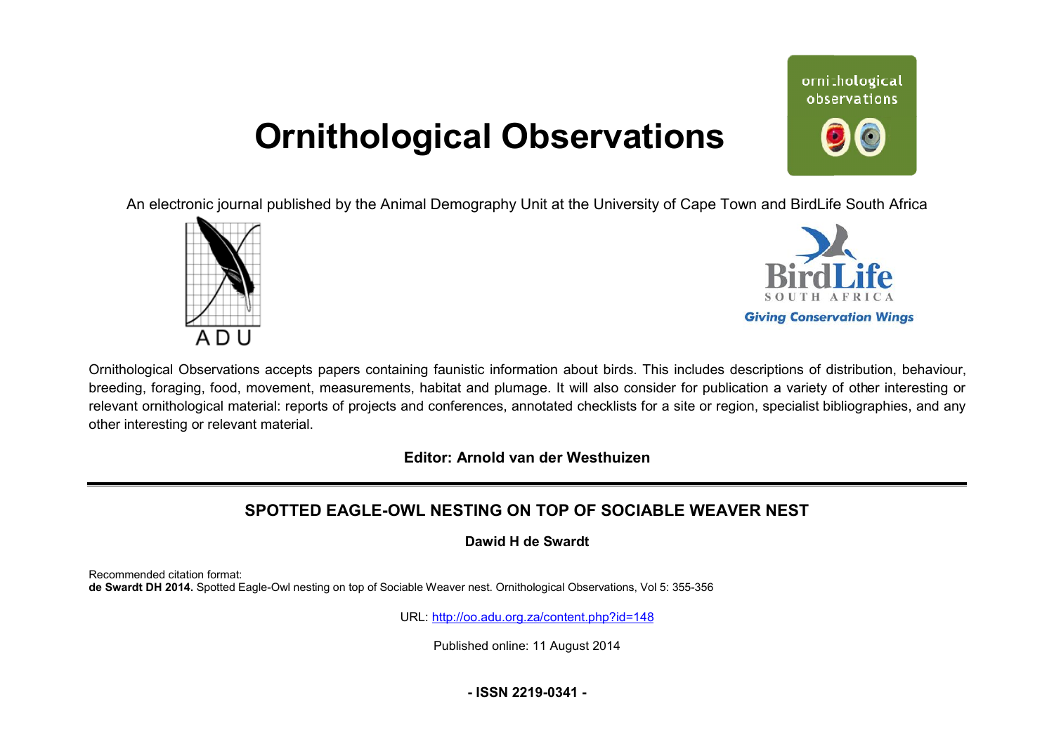# Ornithological Observations

An electronic journal published by the Animal Demography Unit at the University of Cape Town and BirdLife South Africa

Ornithological Observations accepts papers containing faunistic information about birds. This includes descriptions of distribution, behaviour, breeding, foraging, food, movement, measurements, habitat and plumage. It will also consider for publication a variety of other interesting or relevant ornithological material: reports of projects and conferences, annotated checklists for a site or region, specialist bibliographies, and any other interesting or relevant material.

**Editor: Arnold van der Westhuizen**

## SPOTTED EAGLE-OWL NESTING ON TOP OF SOCIABLE WEAVER NEST

**Dawid H de Swardt**

Recommended citation format:
**de Swardt DH 2014.** Spotted Eagle-Owl nesting on top of Sociable Weaver nest. Ornithological Observations, Vol 5: 355-356

URL: http://oo.adu.org.za/content.php?id=148

Published online: 11 August 2014

**- ISSN 2219-0341 -**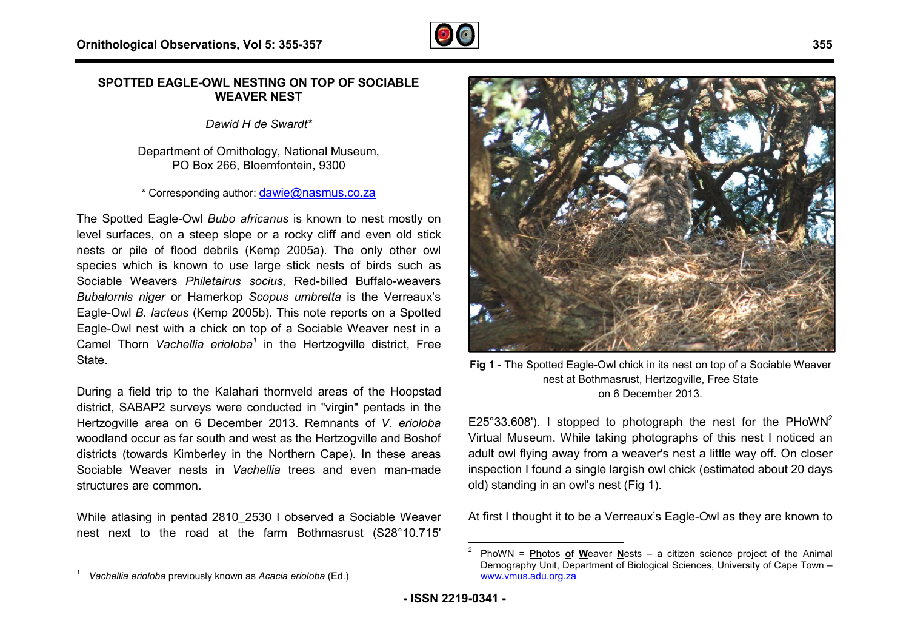# SPOTTED EAGLE-OWL NESTING ON TOP OF SOCIABLE WEAVER NEST

*Dawid H de Swardt**

Department of Ornithology, National Museum, PO Box 266, Bloemfontein, 9300

\* Corresponding author: dawie@nasmus.co.za

The Spotted Eagle-Owl *Bubo africanus* is known to nest mostly on level surfaces, on a steep slope or a rocky cliff and even old stick nests or pile of flood debrils (Kemp 2005a). The only other owl species which is known to use large stick nests of birds such as Sociable Weavers *Philetairus socius*, Red-billed Buffalo-weavers *Bubalornis niger* or Hamerkop *Scopus umbretta* is the Verreaux's Eagle-Owl *B. lacteus* (Kemp 2005b). This note reports on a Spotted Eagle-Owl nest with a chick on top of a Sociable Weaver nest in a Camel Thorn *Vachellia erioloba*[1] in the Hertzogville district, Free State.

During a field trip to the Kalahari thornveld areas of the Hoopstad district, SABAP2 surveys were conducted in "virgin" pentads in the Hertzogville area on 6 December 2013. Remnants of *V. erioloba* woodland occur as far south and west as the Hertzogville and Boshof districts (towards Kimberley in the Northern Cape). In these areas Sociable Weaver nests in *Vachellia* trees and even man-made structures are common.

While atlasing in pentad 2810_2530 I observed a Sociable Weaver nest next to the road at the farm Bothmasrust (S28°10.715' E25°33.608'). I stopped to photograph the nest for the PHoWN[2] Virtual Museum. While taking photographs of this nest I noticed an adult owl flying away from a weaver's nest a little way off. On closer inspection I found a single largish owl chick (estimated about 20 days old) standing in an owl's nest (Fig 1).

**Fig 1** - The Spotted Eagle-Owl chick in its nest on top of a Sociable Weaver nest at Bothmasrust, Hertzogville, Free State on 6 December 2013.

At first I thought it to be a Verreaux's Eagle-Owl as they are known to

[1] *Vachellia erioloba* previously known as *Acacia erioloba* (Ed.)

[2] PhoWN = **Ph**otos **o**f **W**eaver **N**ests – a citizen science project of the Animal Demography Unit, Department of Biological Sciences, University of Cape Town – www.vmus.adu.org.za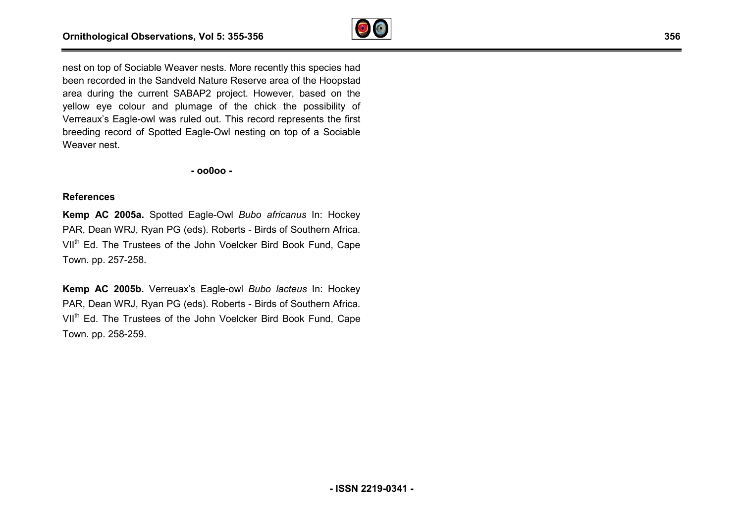nest on top of Sociable Weaver nests. More recently this species had been recorded in the Sandveld Nature Reserve area of the Hoopstad area during the current SABAP2 project. However, based on the yellow eye colour and plumage of the chick the possibility of Verreaux's Eagle-owl was ruled out. This record represents the first breeding record of Spotted Eagle-Owl nesting on top of a Sociable Weaver nest.

**- oo0oo -**

## References

**Kemp AC 2005a.** Spotted Eagle-Owl *Bubo africanus* In: Hockey PAR, Dean WRJ, Ryan PG (eds). Roberts - Birds of Southern Africa. VII$^{th}$ Ed. The Trustees of the John Voelcker Bird Book Fund, Cape Town. pp. 257-258.

**Kemp AC 2005b.** Verreuax's Eagle-owl *Bubo lacteus* In: Hockey PAR, Dean WRJ, Ryan PG (eds). Roberts - Birds of Southern Africa. VII$^{th}$ Ed. The Trustees of the John Voelcker Bird Book Fund, Cape Town. pp. 258-259.